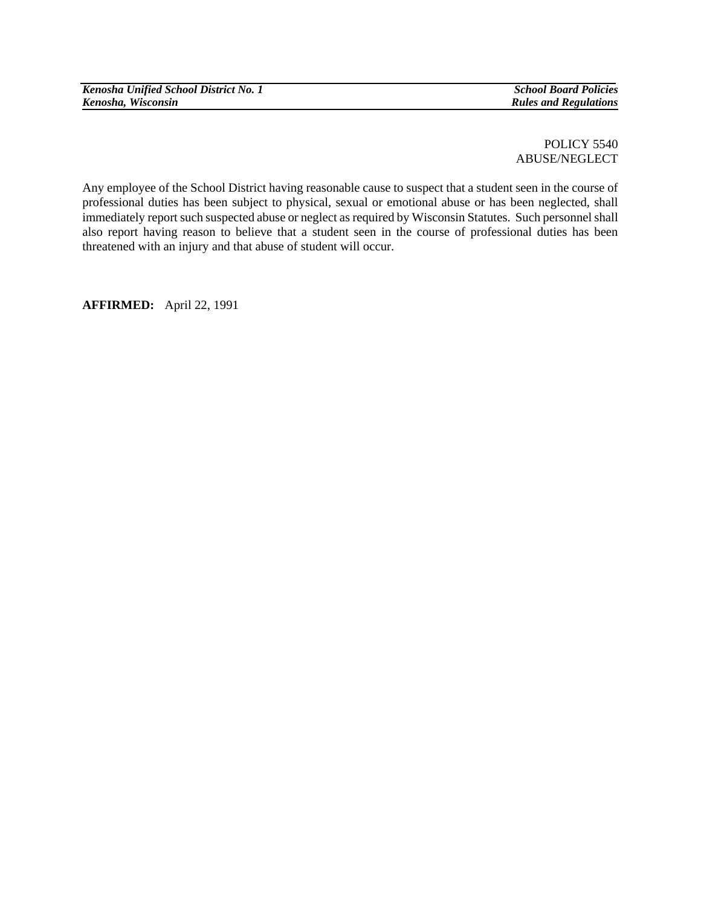POLICY 5540
ABUSE/NEGLECT

Any employee of the School District having reasonable cause to suspect that a student seen in the course of professional duties has been subject to physical, sexual or emotional abuse or has been neglected, shall immediately report such suspected abuse or neglect as required by Wisconsin Statutes. Such personnel shall also report having reason to believe that a student seen in the course of professional duties has been threatened with an injury and that abuse of student will occur.

**AFFIRMED:** April 22, 1991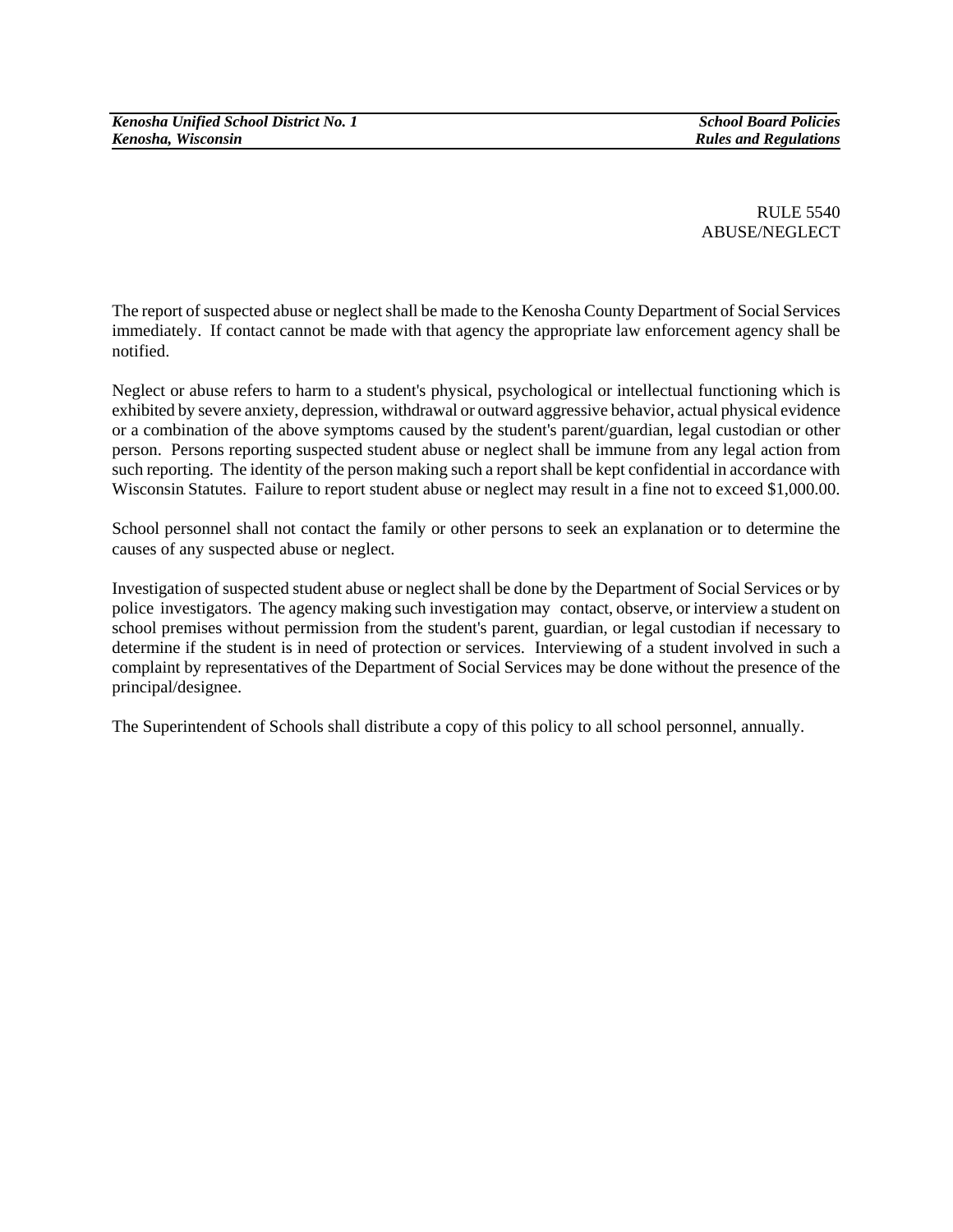RULE 5540
ABUSE/NEGLECT

The report of suspected abuse or neglect shall be made to the Kenosha County Department of Social Services immediately. If contact cannot be made with that agency the appropriate law enforcement agency shall be notified.

Neglect or abuse refers to harm to a student's physical, psychological or intellectual functioning which is exhibited by severe anxiety, depression, withdrawal or outward aggressive behavior, actual physical evidence or a combination of the above symptoms caused by the student's parent/guardian, legal custodian or other person. Persons reporting suspected student abuse or neglect shall be immune from any legal action from such reporting. The identity of the person making such a report shall be kept confidential in accordance with Wisconsin Statutes. Failure to report student abuse or neglect may result in a fine not to exceed $1,000.00.

School personnel shall not contact the family or other persons to seek an explanation or to determine the causes of any suspected abuse or neglect.

Investigation of suspected student abuse or neglect shall be done by the Department of Social Services or by police investigators. The agency making such investigation may contact, observe, or interview a student on school premises without permission from the student's parent, guardian, or legal custodian if necessary to determine if the student is in need of protection or services. Interviewing of a student involved in such a complaint by representatives of the Department of Social Services may be done without the presence of the principal/designee.

The Superintendent of Schools shall distribute a copy of this policy to all school personnel, annually.